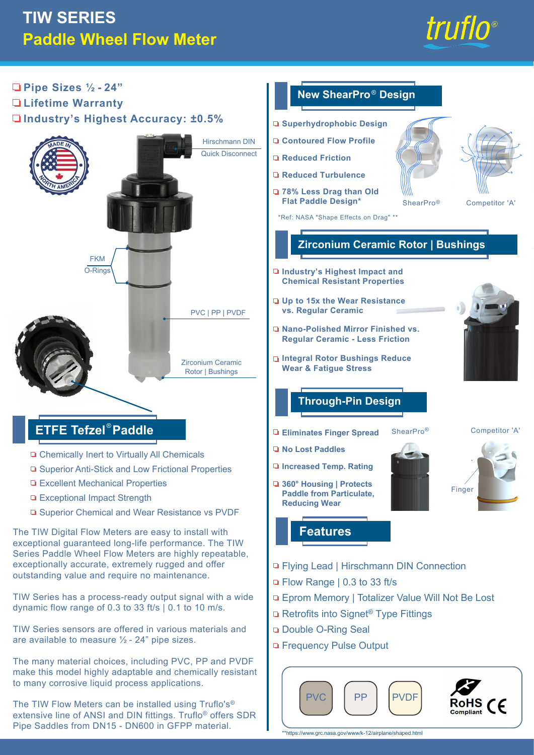# TIW SERIES

## Paddle Wheel Flow Meter

truflo®

- Pipe Sizes ½ - 24"
- Lifetime Warranty
- Industry's Highest Accuracy: ±0.5%

MADE IN NORTH AMERICA

Hirschmann DIN Quick Disconnect

FKM O-Rings

PVC | PP | PVDF

Zirconium Ceramic Rotor | Bushings

## ETFE Tefzel® Paddle

- Chemically Inert to Virtually All Chemicals
- Superior Anti-Stick and Low Frictional Properties
- Excellent Mechanical Properties
- Exceptional Impact Strength
- Superior Chemical and Wear Resistance vs PVDF

The TIW Digital Flow Meters are easy to install with exceptional guaranteed long-life performance. The TIW Series Paddle Wheel Flow Meters are highly repeatable, exceptionally accurate, extremely rugged and offer outstanding value and require no maintenance.

TIW Series has a process-ready output signal with a wide dynamic flow range of 0.3 to 33 ft/s | 0.1 to 10 m/s.

TIW Series sensors are offered in various materials and are available to measure ½ - 24" pipe sizes.

The many material choices, including PVC, PP and PVDF make this model highly adaptable and chemically resistant to many corrosive liquid process applications.

The TIW Flow Meters can be installed using Truflo's® extensive line of ANSI and DIN fittings. Truflo® offers SDR Pipe Saddles from DN15 - DN600 in GFPP material.

## New ShearPro® Design

- Superhydrophobic Design
- Contoured Flow Profile
- Reduced Friction
- Reduced Turbulence
- 78% Less Drag than Old Flat Paddle Design*

ShearPro®     Competitor 'A'

*Ref: NASA "Shape Effects on Drag" **

## Zirconium Ceramic Rotor | Bushings

- Industry's Highest Impact and Chemical Resistant Properties
- Up to 15x the Wear Resistance vs. Regular Ceramic
- Nano-Polished Mirror Finished vs. Regular Ceramic - Less Friction
- Integral Rotor Bushings Reduce Wear & Fatigue Stress

## Through-Pin Design

- Eliminates Finger Spread
- No Lost Paddles
- Increased Temp. Rating
- 360° Housing | Protects Paddle from Particulate, Reducing Wear

ShearPro®     Competitor 'A'

Finger

## Features

- Flying Lead | Hirschmann DIN Connection
- Flow Range | 0.3 to 33 ft/s
- Eprom Memory | Totalizer Value Will Not Be Lost
- Retrofits into Signet® Type Fittings
- Double O-Ring Seal
- Frequency Pulse Output

PVC | PP | PVDF | RoHS Compliant | CE

**https://www.grc.nasa.gov/www/k-12/airplane/shaped.html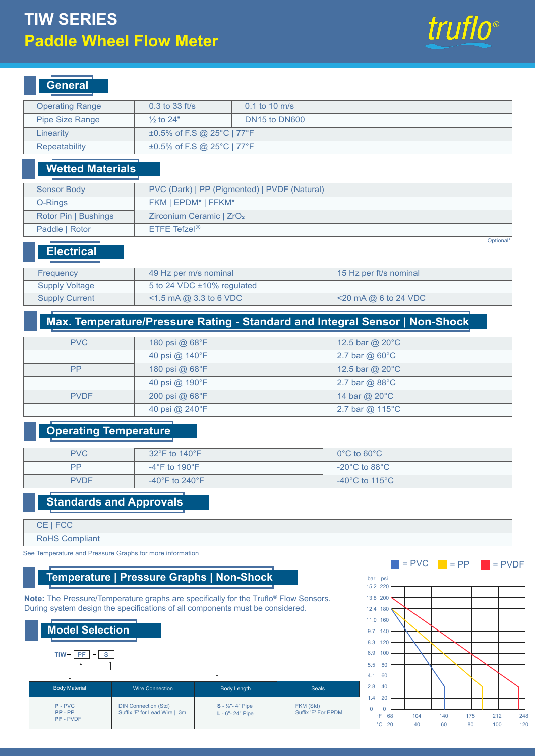# TIW SERIES
## Paddle Wheel Flow Meter

truflo®

### General

| | | |
|---|---|---|
| Operating Range | 0.3 to 33 ft/s | 0.1 to 10 m/s |
| Pipe Size Range | ½ to 24" | DN15 to DN600 |
| Linearity | ±0.5% of F.S @ 25°C \| 77°F | |
| Repeatability | ±0.5% of F.S @ 25°C \| 77°F | |

### Wetted Materials

| | |
|---|---|
| Sensor Body | PVC (Dark) \| PP (Pigmented) \| PVDF (Natural) |
| O-Rings | FKM \| EPDM* \| FFKM* |
| Rotor Pin \| Bushings | Zirconium Ceramic \| $ZrO_2$ |
| Paddle \| Rotor | ETFE Tefzel® |

Optional*

### Electrical

| | | |
|---|---|---|
| Frequency | 49 Hz per m/s nominal | 15 Hz per ft/s nominal |
| Supply Voltage | 5 to 24 VDC ±10% regulated | |
| Supply Current | <1.5 mA @ 3.3 to 6 VDC | <20 mA @ 6 to 24 VDC |

### Max. Temperature/Pressure Rating - Standard and Integral Sensor | Non-Shock

| | | |
|---|---|---|
| PVC | 180 psi @ 68°F | 12.5 bar @ 20°C |
| | 40 psi @ 140°F | 2.7 bar @ 60°C |
| PP | 180 psi @ 68°F | 12.5 bar @ 20°C |
| | 40 psi @ 190°F | 2.7 bar @ 88°C |
| PVDF | 200 psi @ 68°F | 14 bar @ 20°C |
| | 40 psi @ 240°F | 2.7 bar @ 115°C |

### Operating Temperature

| | | |
|---|---|---|
| PVC | 32°F to 140°F | 0°C to 60°C |
| PP | -4°F to 190°F | -20°C to 88°C |
| PVDF | -40°F to 240°F | -40°C to 115°C |

### Standards and Approvals

CE | FCC

RoHS Compliant

See Temperature and Pressure Graphs for more information

### Temperature | Pressure Graphs | Non-Shock

**Note:** The Pressure/Temperature graphs are specifically for the Truflo® Flow Sensors. During system design the specifications of all components must be considered.

= PVC = PP = PVDF

bar psi
15.2 220
13.8 200
12.4 180
11.0 160
9.7 140
8.3 120
6.9 100
5.5 80
4.1 60
2.8 40
1.4 20
0 0

°F 68 104 140 175 212 248
°C 20 40 60 80 100 120

### Model Selection

TIW – PF – S

| Body Material | Wire Connection | Body Length | Seals |
|---|---|---|---|
| **P** - PVC<br>**PP** - PP<br>**PF** - PVDF | DIN Connection (Std)<br>Suffix 'F' for Lead Wire \| 3m | **S** - ½"- 4" Pipe<br>**L** - 6"- 24" Pipe | FKM (Std)<br>Suffix 'E' For EPDM |